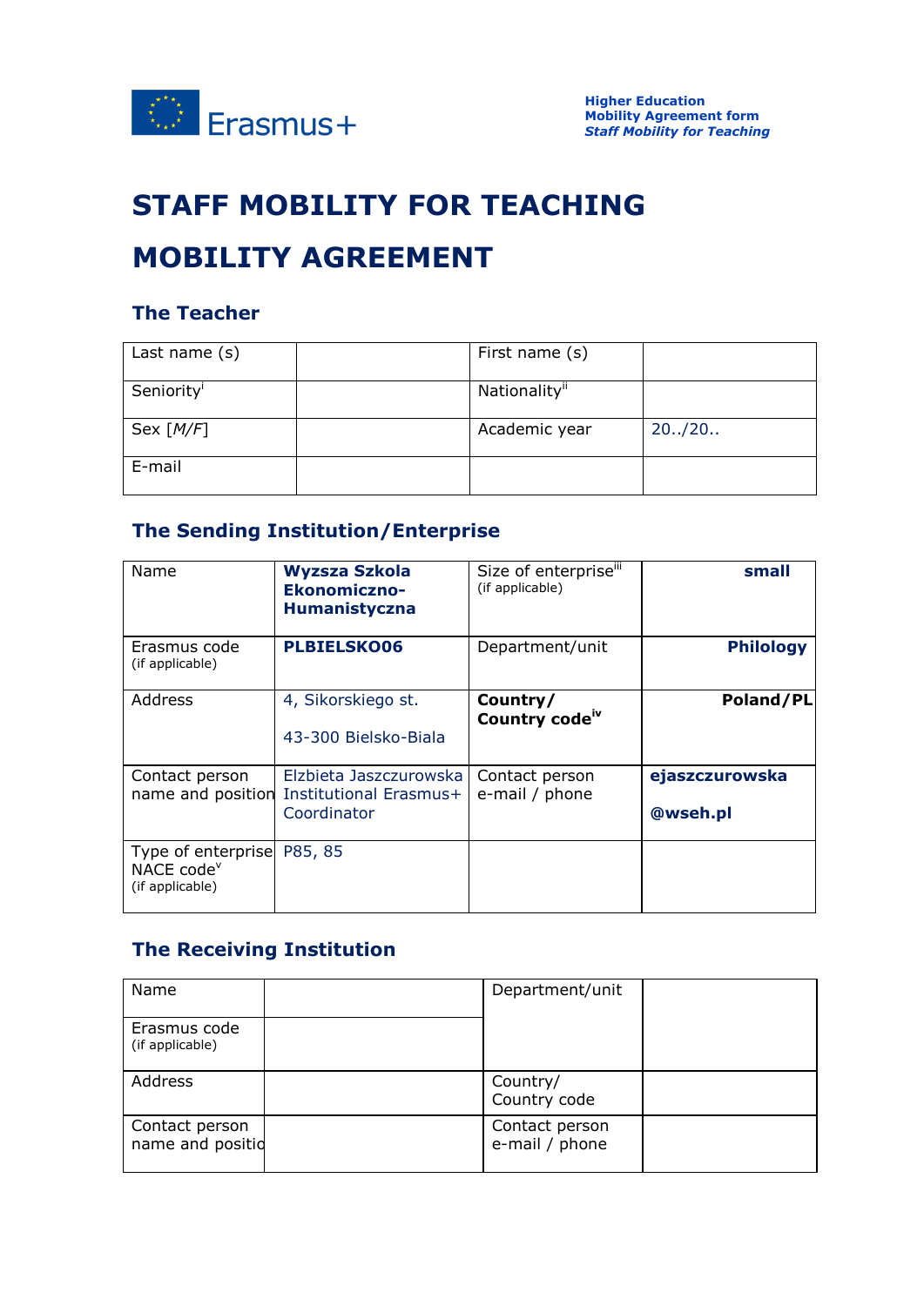Higher Education
Mobility Agreement form
*Staff Mobility for Teaching*

# STAFF MOBILITY FOR TEACHING

# MOBILITY AGREEMENT

### The Teacher

| Last name (s) | | First name (s) | |
|---|---|---|---|
| Seniority[i] | | Nationality[ii] | |
| Sex [*M/F*] | | Academic year | 20../20.. |
| E-mail | | | |

### The Sending Institution/Enterprise

| Name | **Wyzsza Szkola Ekonomiczno-Humanistyczna** | Size of enterprise[iii] (if applicable) | **small** |
|---|---|---|---|
| Erasmus code (if applicable) | **PLBIELSKO06** | Department/unit | **Philology** |
| Address | 4, Sikorskiego st. 43-300 Bielsko-Biala | **Country/ Country code[iv]** | **Poland/PL** |
| Contact person name and position | Elzbieta Jaszczurowska Institutional Erasmus+ Coordinator | Contact person e-mail / phone | **ejaszczurowska @wseh.pl** |
| Type of enterprise NACE code[v] (if applicable) | P85, 85 | | |

### The Receiving Institution

| Name | | Department/unit | |
|---|---|---|---|
| Erasmus code (if applicable) | | | |
| Address | | Country/ Country code | |
| Contact person name and position | | Contact person e-mail / phone | |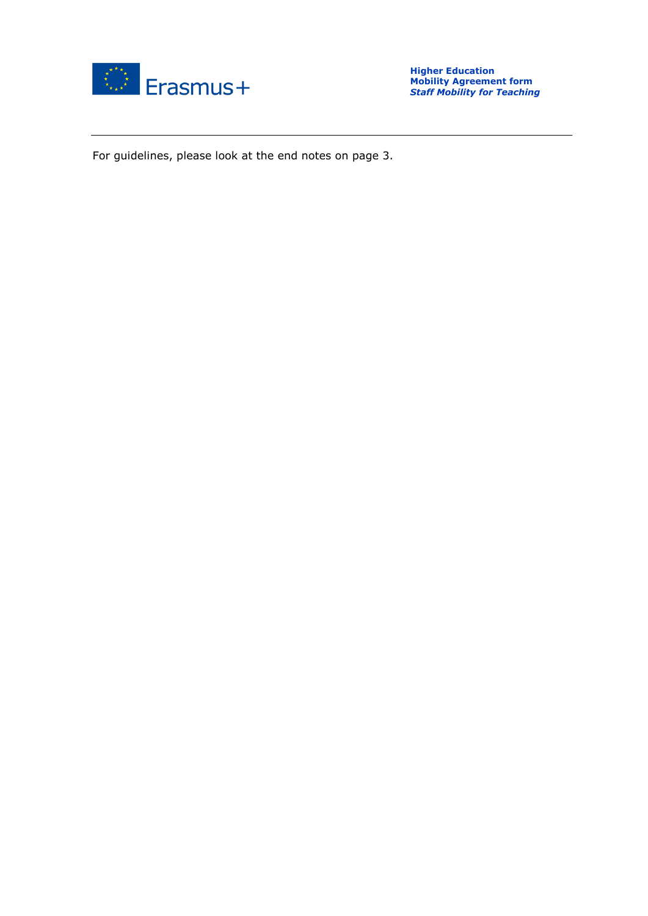For guidelines, please look at the end notes on page 3.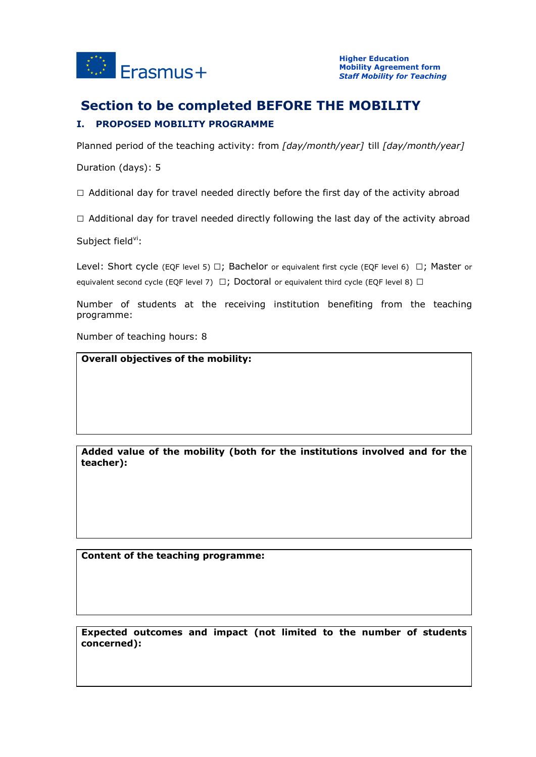# Section to be completed BEFORE THE MOBILITY

## I. PROPOSED MOBILITY PROGRAMME

Planned period of the teaching activity: from *[day/month/year]* till *[day/month/year]*

Duration (days): 5

☐ Additional day for travel needed directly before the first day of the activity abroad

☐ Additional day for travel needed directly following the last day of the activity abroad

Subject field[vi]:

Level: Short cycle (EQF level 5) ☐; Bachelor or equivalent first cycle (EQF level 6) ☐; Master or equivalent second cycle (EQF level 7) ☐; Doctoral or equivalent third cycle (EQF level 8) ☐

Number of students at the receiving institution benefiting from the teaching programme:

Number of teaching hours: 8

| **Overall objectives of the mobility:** |
|---|
| |

| **Added value of the mobility (both for the institutions involved and for the teacher):** |
|---|
| |

| **Content of the teaching programme:** |
|---|
| |

| **Expected outcomes and impact (not limited to the number of students concerned):** |
|---|
| |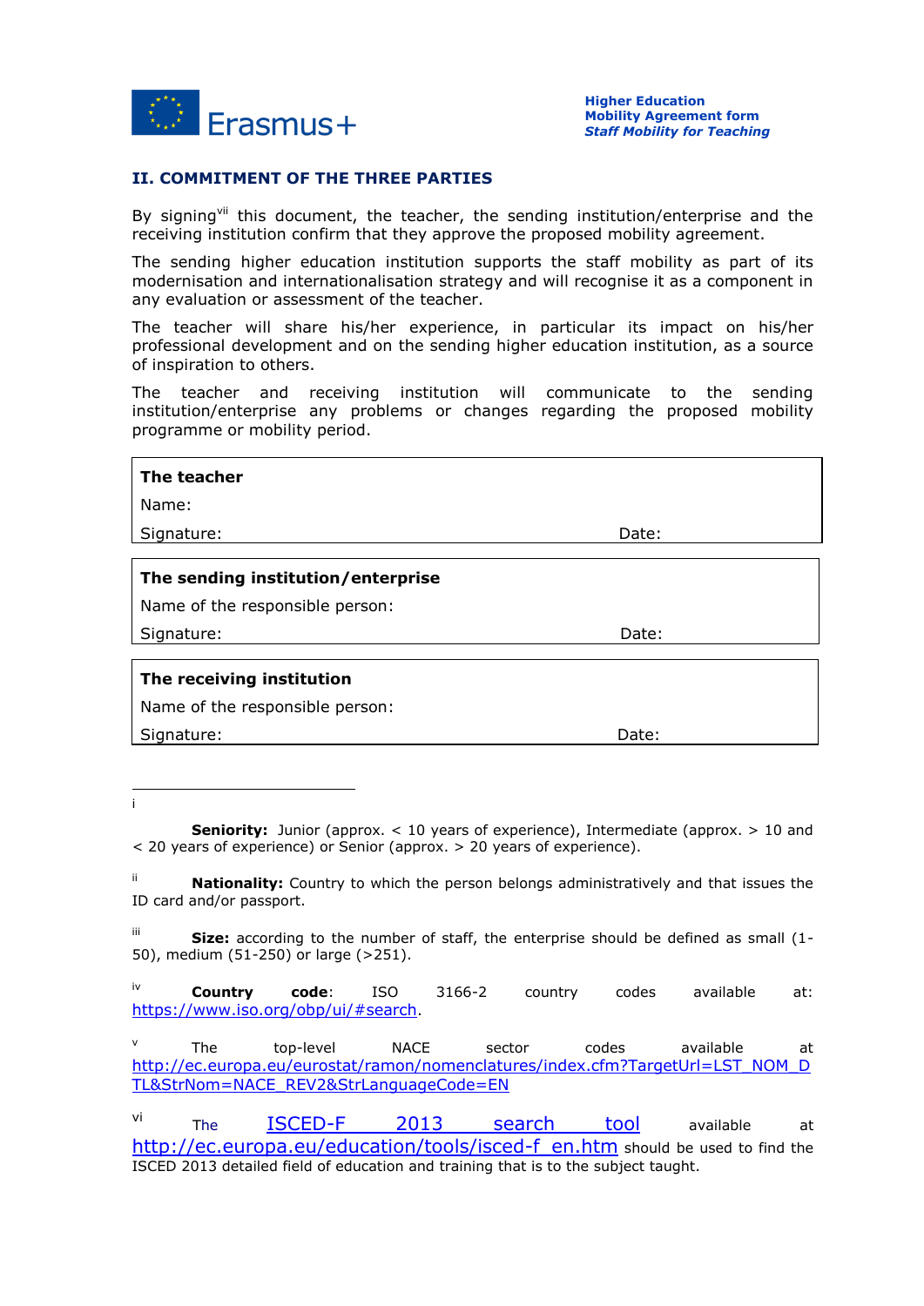## II. COMMITMENT OF THE THREE PARTIES

By signing[vii] this document, the teacher, the sending institution/enterprise and the receiving institution confirm that they approve the proposed mobility agreement.

The sending higher education institution supports the staff mobility as part of its modernisation and internationalisation strategy and will recognise it as a component in any evaluation or assessment of the teacher.

The teacher will share his/her experience, in particular its impact on his/her professional development and on the sending higher education institution, as a source of inspiration to others.

The teacher and receiving institution will communicate to the sending institution/enterprise any problems or changes regarding the proposed mobility programme or mobility period.

| **The teacher** | |
|---|---|
| Name: | |
| Signature: | Date: |

| **The sending institution/enterprise** | |
|---|---|
| Name of the responsible person: | |
| Signature: | Date: |

| **The receiving institution** | |
|---|---|
| Name of the responsible person: | |
| Signature: | Date: |

---

[i] **Seniority:** Junior (approx. < 10 years of experience), Intermediate (approx. > 10 and < 20 years of experience) or Senior (approx. > 20 years of experience).

[ii] **Nationality:** Country to which the person belongs administratively and that issues the ID card and/or passport.

[iii] **Size:** according to the number of staff, the enterprise should be defined as small (1-50), medium (51-250) or large (>251).

[iv] **Country code**: ISO 3166-2 country codes available at: https://www.iso.org/obp/ui/#search.

[v] The top-level NACE sector codes available at http://ec.europa.eu/eurostat/ramon/nomenclatures/index.cfm?TargetUrl=LST_NOM_DTL&StrNom=NACE_REV2&StrLanguageCode=EN

[vi] The ISCED-F 2013 search tool available at http://ec.europa.eu/education/tools/isced-f_en.htm should be used to find the ISCED 2013 detailed field of education and training that is to the subject taught.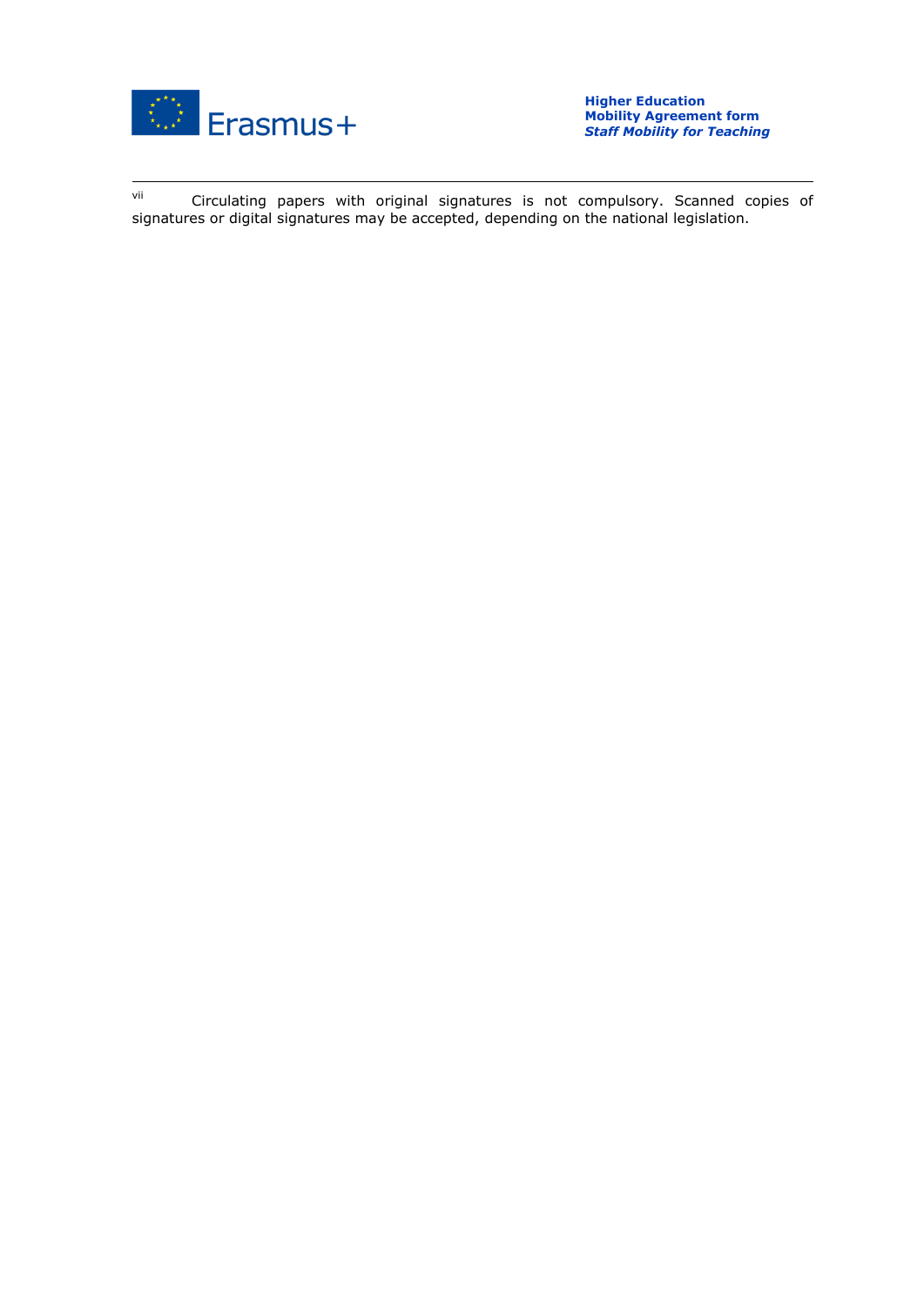[vii] Circulating papers with original signatures is not compulsory. Scanned copies of signatures or digital signatures may be accepted, depending on the national legislation.